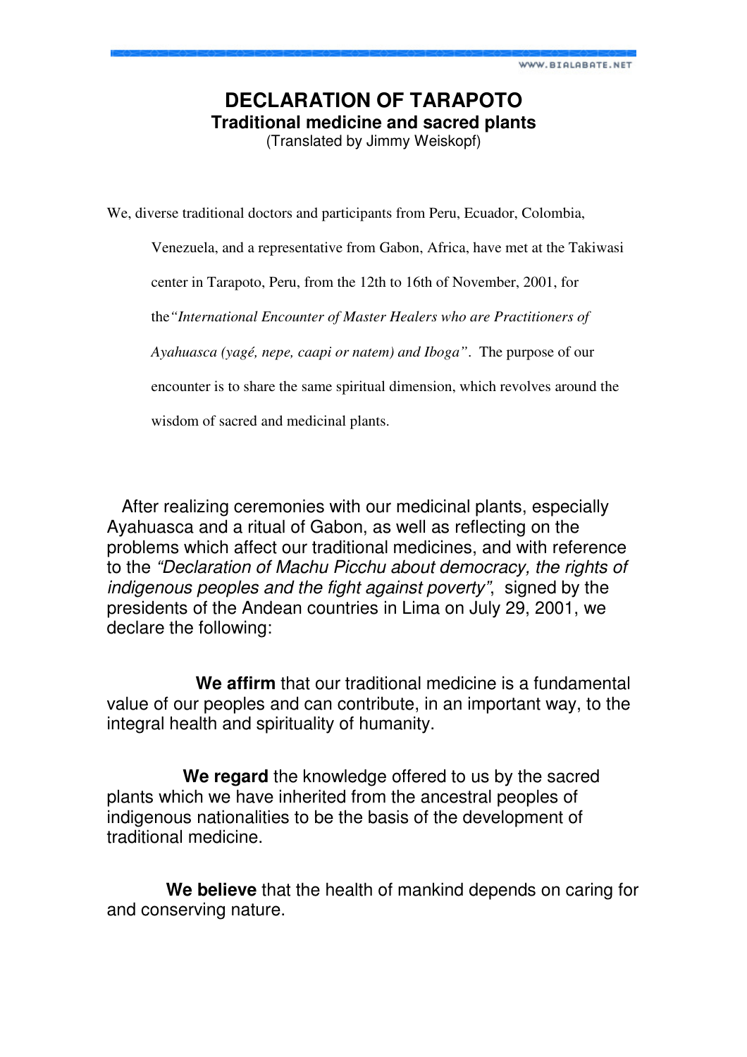# DECLARATION OF TARAPOTO

## Traditional medicine and sacred plants

(Translated by Jimmy Weiskopf)

We, diverse traditional doctors and participants from Peru, Ecuador, Colombia, Venezuela, and a representative from Gabon, Africa, have met at the Takiwasi center in Tarapoto, Peru, from the 12th to 16th of November, 2001, for the *"International Encounter of Master Healers who are Practitioners of Ayahuasca (yagé, nepe, caapi or natem) and Iboga"*. The purpose of our encounter is to share the same spiritual dimension, which revolves around the wisdom of sacred and medicinal plants.

After realizing ceremonies with our medicinal plants, especially Ayahuasca and a ritual of Gabon, as well as reflecting on the problems which affect our traditional medicines, and with reference to the *"Declaration of Machu Picchu about democracy, the rights of indigenous peoples and the fight against poverty"*, signed by the presidents of the Andean countries in Lima on July 29, 2001, we declare the following:

**We affirm** that our traditional medicine is a fundamental value of our peoples and can contribute, in an important way, to the integral health and spirituality of humanity.

**We regard** the knowledge offered to us by the sacred plants which we have inherited from the ancestral peoples of indigenous nationalities to be the basis of the development of traditional medicine.

**We believe** that the health of mankind depends on caring for and conserving nature.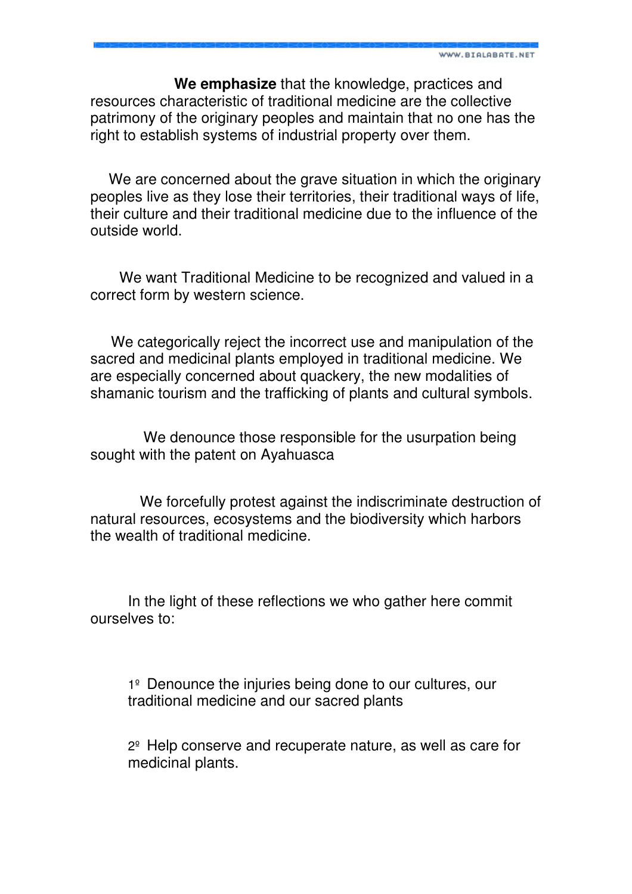**We emphasize** that the knowledge, practices and resources characteristic of traditional medicine are the collective patrimony of the originary peoples and maintain that no one has the right to establish systems of industrial property over them.

We are concerned about the grave situation in which the originary peoples live as they lose their territories, their traditional ways of life, their culture and their traditional medicine due to the influence of the outside world.

We want Traditional Medicine to be recognized and valued in a correct form by western science.

We categorically reject the incorrect use and manipulation of the sacred and medicinal plants employed in traditional medicine. We are especially concerned about quackery, the new modalities of shamanic tourism and the trafficking of plants and cultural symbols.

We denounce those responsible for the usurpation being sought with the patent on Ayahuasca

We forcefully protest against the indiscriminate destruction of natural resources, ecosystems and the biodiversity which harbors the wealth of traditional medicine.

In the light of these reflections we who gather here commit ourselves to:

1º Denounce the injuries being done to our cultures, our traditional medicine and our sacred plants

2º Help conserve and recuperate nature, as well as care for medicinal plants.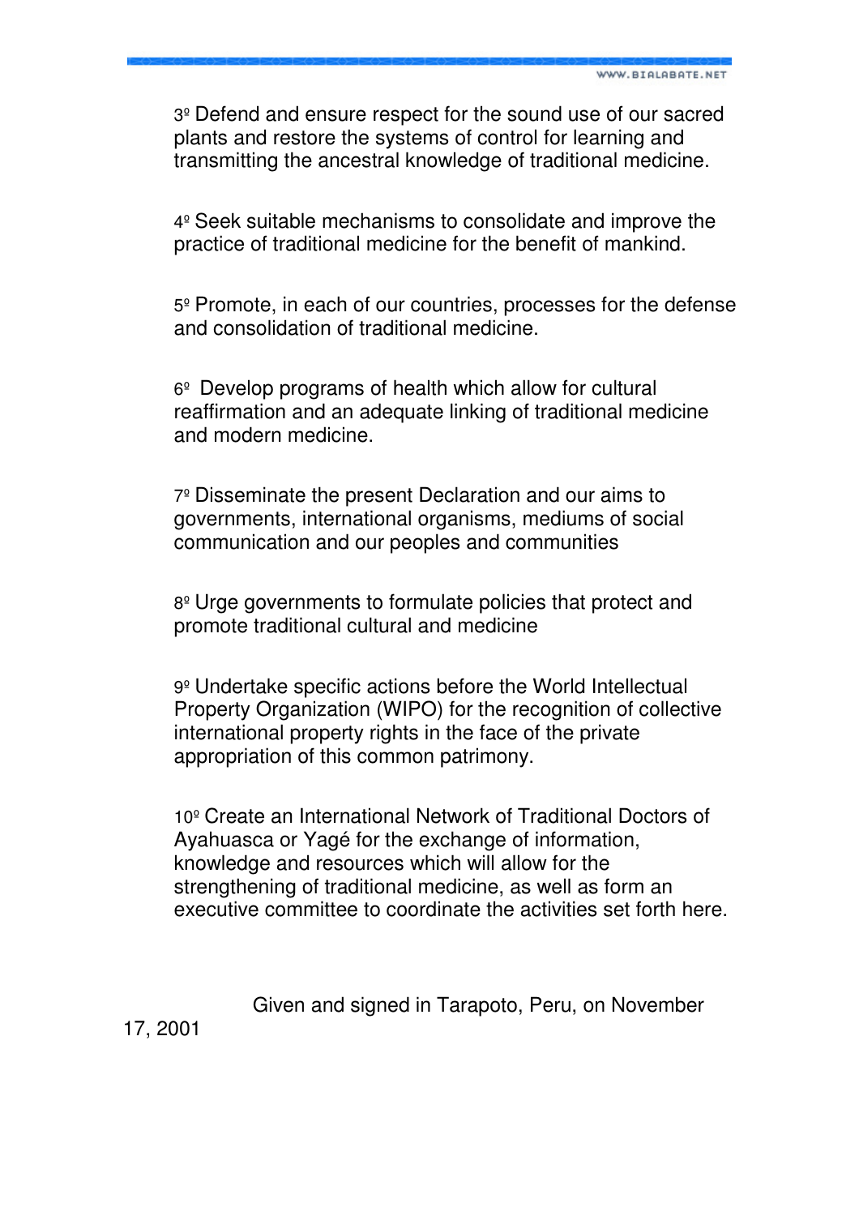3º Defend and ensure respect for the sound use of our sacred plants and restore the systems of control for learning and transmitting the ancestral knowledge of traditional medicine.

4º Seek suitable mechanisms to consolidate and improve the practice of traditional medicine for the benefit of mankind.

5º Promote, in each of our countries, processes for the defense and consolidation of traditional medicine.

6º Develop programs of health which allow for cultural reaffirmation and an adequate linking of traditional medicine and modern medicine.

7º Disseminate the present Declaration and our aims to governments, international organisms, mediums of social communication and our peoples and communities

8º Urge governments to formulate policies that protect and promote traditional cultural and medicine

9º Undertake specific actions before the World Intellectual Property Organization (WIPO) for the recognition of collective international property rights in the face of the private appropriation of this common patrimony.

10º Create an International Network of Traditional Doctors of Ayahuasca or Yagé for the exchange of information, knowledge and resources which will allow for the strengthening of traditional medicine, as well as form an executive committee to coordinate the activities set forth here.

Given and signed in Tarapoto, Peru, on November 17, 2001